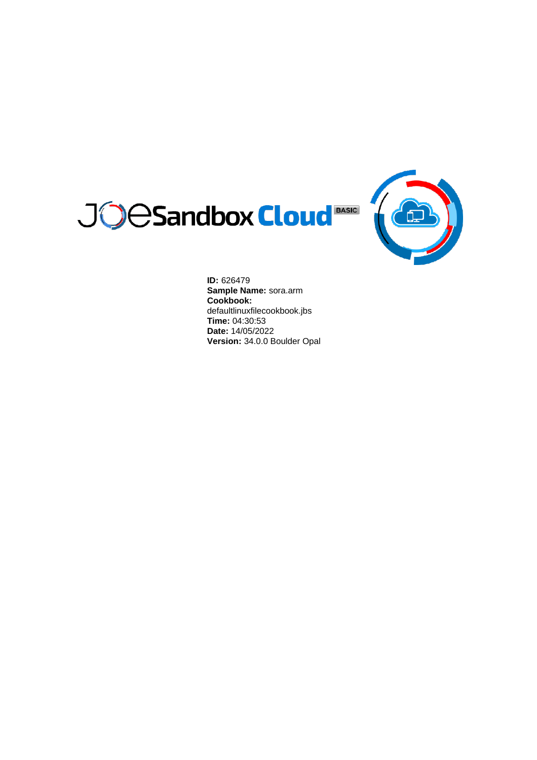JOESandbox Cloud BASIC

**ID:** 626479
**Sample Name:** sora.arm
**Cookbook:**
defaultlinuxfilecookbook.jbs
**Time:** 04:30:53
**Date:** 14/05/2022
**Version:** 34.0.0 Boulder Opal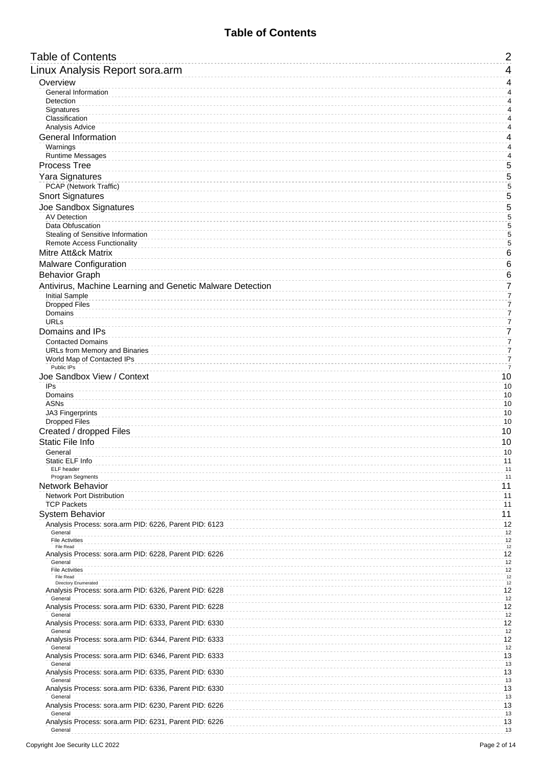# Table of Contents

- Table of Contents 2
- Linux Analysis Report sora.arm 4
  - Overview 4
    - General Information 4
    - Detection 4
    - Signatures 4
    - Classification 4
    - Analysis Advice 4
  - General Information 4
    - Warnings 4
    - Runtime Messages 4
  - Process Tree 5
  - Yara Signatures 5
    - PCAP (Network Traffic) 5
  - Snort Signatures 5
  - Joe Sandbox Signatures 5
    - AV Detection 5
    - Data Obfuscation 5
    - Stealing of Sensitive Information 5
    - Remote Access Functionality 5
  - Mitre Att&ck Matrix 6
  - Malware Configuration 6
  - Behavior Graph 6
  - Antivirus, Machine Learning and Genetic Malware Detection 7
    - Initial Sample 7
    - Dropped Files 7
    - Domains 7
    - URLs 7
  - Domains and IPs 7
    - Contacted Domains 7
    - URLs from Memory and Binaries 7
    - World Map of Contacted IPs 7
      - Public IPs 7
  - Joe Sandbox View / Context 10
    - IPs 10
    - Domains 10
    - ASNs 10
    - JA3 Fingerprints 10
    - Dropped Files 10
  - Created / dropped Files 10
  - Static File Info 10
    - General 10
    - Static ELF Info 11
      - ELF header 11
      - Program Segments 11
  - Network Behavior 11
    - Network Port Distribution 11
    - TCP Packets 11
  - System Behavior 11
    - Analysis Process: sora.arm PID: 6226, Parent PID: 6123 12
      - General 12
      - File Activities 12
        - File Read 12
    - Analysis Process: sora.arm PID: 6228, Parent PID: 6226 12
      - General 12
      - File Activities 12
        - File Read 12
        - Directory Enumerated 12
    - Analysis Process: sora.arm PID: 6326, Parent PID: 6228 12
      - General 12
    - Analysis Process: sora.arm PID: 6330, Parent PID: 6228 12
      - General 12
    - Analysis Process: sora.arm PID: 6333, Parent PID: 6330 12
      - General 12
    - Analysis Process: sora.arm PID: 6344, Parent PID: 6333 12
      - General 12
    - Analysis Process: sora.arm PID: 6346, Parent PID: 6333 13
      - General 13
    - Analysis Process: sora.arm PID: 6335, Parent PID: 6330 13
      - General 13
    - Analysis Process: sora.arm PID: 6336, Parent PID: 6330 13
      - General 13
    - Analysis Process: sora.arm PID: 6230, Parent PID: 6226 13
      - General 13
    - Analysis Process: sora.arm PID: 6231, Parent PID: 6226 13
      - General 13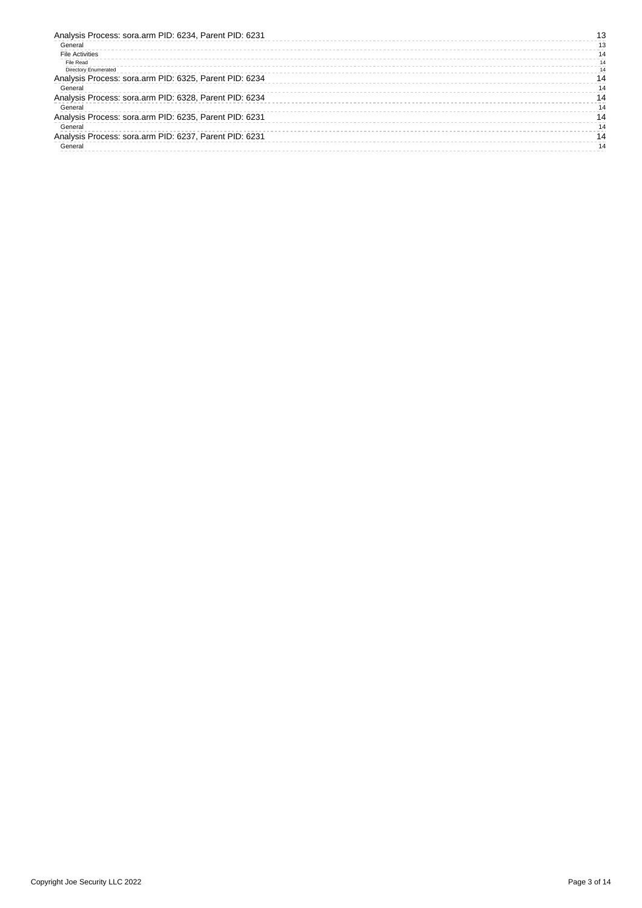- Analysis Process: sora.arm PID: 6234, Parent PID: 6231 ........ 13
  - General ........ 13
  - File Activities ........ 14
    - File Read ........ 14
    - Directory Enumerated ........ 14
- Analysis Process: sora.arm PID: 6325, Parent PID: 6234 ........ 14
  - General ........ 14
- Analysis Process: sora.arm PID: 6328, Parent PID: 6234 ........ 14
  - General ........ 14
- Analysis Process: sora.arm PID: 6235, Parent PID: 6231 ........ 14
  - General ........ 14
- Analysis Process: sora.arm PID: 6237, Parent PID: 6231 ........ 14
  - General ........ 14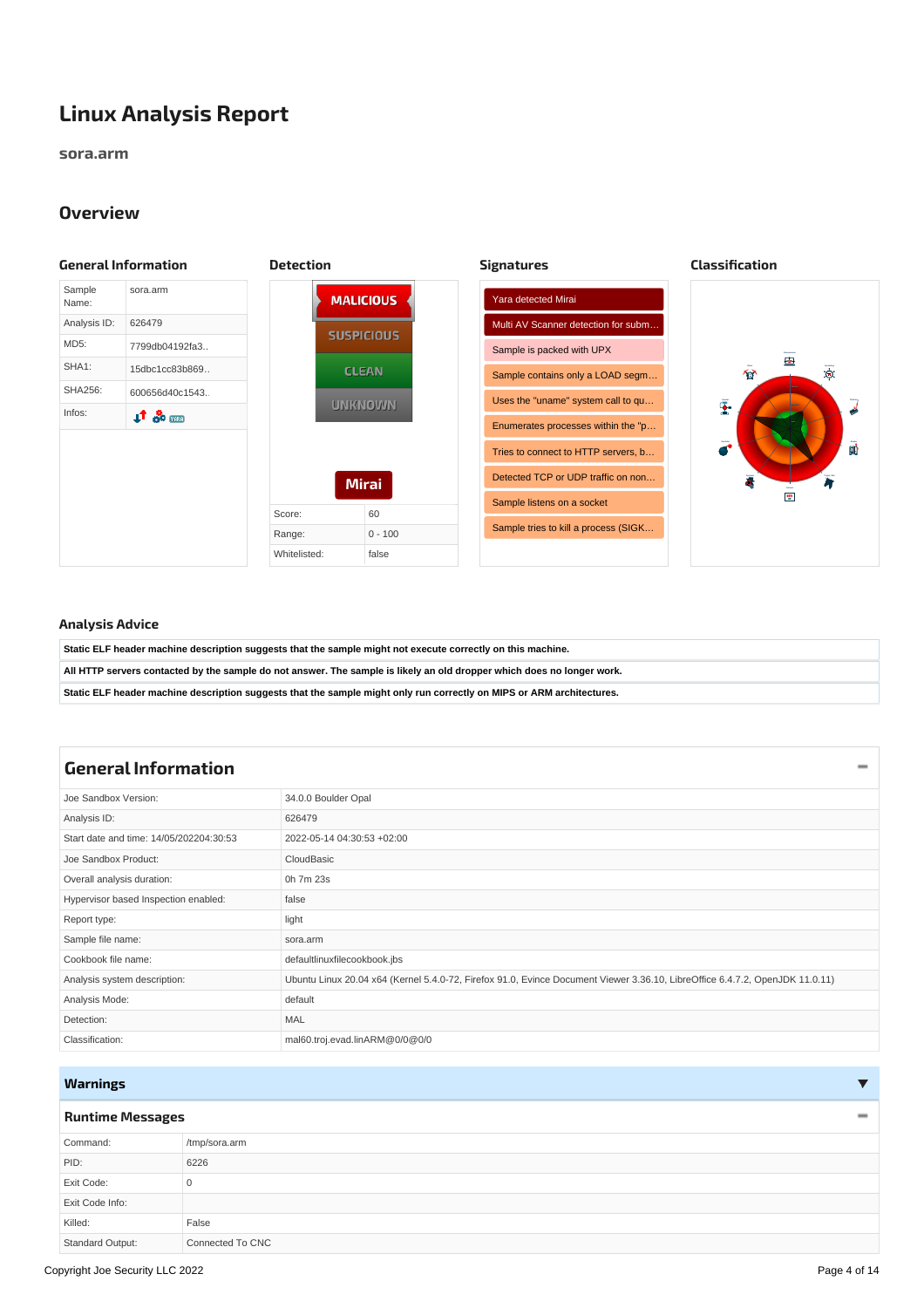# Linux Analysis Report

**sora.arm**

## Overview

### General Information

| | |
|---|---|
| Sample Name: | sora.arm |
| Analysis ID: | 626479 |
| MD5: | 7799db04192fa3.. |
| SHA1: | 15dbc1cc83b869.. |
| SHA256: | 600656d40c1543.. |
| Infos: | |

### Detection

MALICIOUS

SUSPICIOUS

CLEAN

UNKNOWN

Mirai

| | |
|---|---|
| Score: | 60 |
| Range: | 0 - 100 |
| Whitelisted: | false |

### Signatures

- Yara detected Mirai
- Multi AV Scanner detection for subm…
- Sample is packed with UPX
- Sample contains only a LOAD segm…
- Uses the "uname" system call to qu…
- Enumerates processes within the "p…
- Tries to connect to HTTP servers, b…
- Detected TCP or UDP traffic on non…
- Sample listens on a socket
- Sample tries to kill a process (SIGK…

### Classification

### Analysis Advice

| |
|---|
| Static ELF header machine description suggests that the sample might not execute correctly on this machine. |
| All HTTP servers contacted by the sample do not answer. The sample is likely an old dropper which does no longer work. |
| Static ELF header machine description suggests that the sample might only run correctly on MIPS or ARM architectures. |

## General Information

| | |
|---|---|
| Joe Sandbox Version: | 34.0.0 Boulder Opal |
| Analysis ID: | 626479 |
| Start date and time: 14/05/202204:30:53 | 2022-05-14 04:30:53 +02:00 |
| Joe Sandbox Product: | CloudBasic |
| Overall analysis duration: | 0h 7m 23s |
| Hypervisor based Inspection enabled: | false |
| Report type: | light |
| Sample file name: | sora.arm |
| Cookbook file name: | defaultlinuxfilecookbook.jbs |
| Analysis system description: | Ubuntu Linux 20.04 x64 (Kernel 5.4.0-72, Firefox 91.0, Evince Document Viewer 3.36.10, LibreOffice 6.4.7.2, OpenJDK 11.0.11) |
| Analysis Mode: | default |
| Detection: | MAL |
| Classification: | mal60.troj.evad.linARM@0/0@0/0 |

### Warnings

### Runtime Messages

| | |
|---|---|
| Command: | /tmp/sora.arm |
| PID: | 6226 |
| Exit Code: | 0 |
| Exit Code Info: | |
| Killed: | False |
| Standard Output: | Connected To CNC |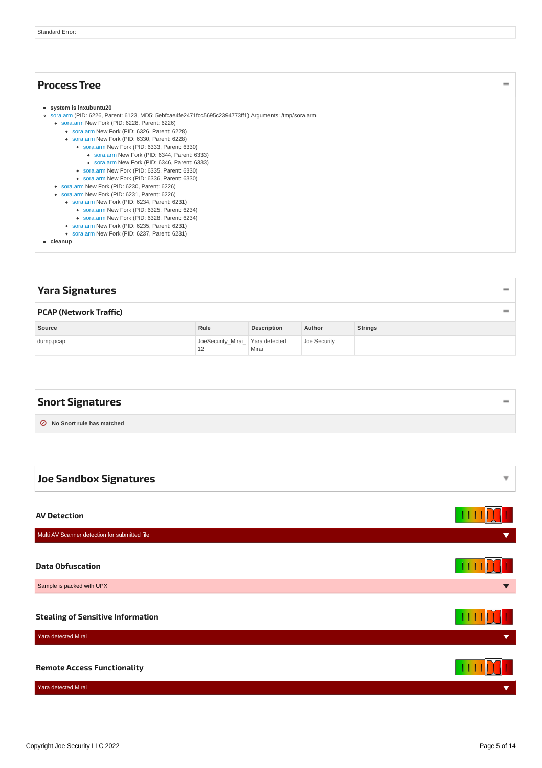| Standard Error: | |
|---|---|

## Process Tree

- **system is lnxubuntu20**
- sora.arm (PID: 6226, Parent: 6123, MD5: 5ebfcae4fe2471fcc5695c2394773ff1) Arguments: /tmp/sora.arm
  - sora.arm New Fork (PID: 6228, Parent: 6226)
    - sora.arm New Fork (PID: 6326, Parent: 6228)
    - sora.arm New Fork (PID: 6330, Parent: 6228)
      - sora.arm New Fork (PID: 6333, Parent: 6330)
        - sora.arm New Fork (PID: 6344, Parent: 6333)
        - sora.arm New Fork (PID: 6346, Parent: 6333)
      - sora.arm New Fork (PID: 6335, Parent: 6330)
      - sora.arm New Fork (PID: 6336, Parent: 6330)
  - sora.arm New Fork (PID: 6230, Parent: 6226)
  - sora.arm New Fork (PID: 6231, Parent: 6226)
    - sora.arm New Fork (PID: 6234, Parent: 6231)
      - sora.arm New Fork (PID: 6325, Parent: 6234)
      - sora.arm New Fork (PID: 6328, Parent: 6234)
    - sora.arm New Fork (PID: 6235, Parent: 6231)
    - sora.arm New Fork (PID: 6237, Parent: 6231)
- **cleanup**

## Yara Signatures

### PCAP (Network Traffic)

| Source | Rule | Description | Author | Strings |
|---|---|---|---|---|
| dump.pcap | JoeSecurity_Mirai_12 | Yara detected Mirai | Joe Security | |

## Snort Signatures

**No Snort rule has matched**

## Joe Sandbox Signatures

### AV Detection

Multi AV Scanner detection for submitted file

### Data Obfuscation

Sample is packed with UPX

### Stealing of Sensitive Information

Yara detected Mirai

### Remote Access Functionality

Yara detected Mirai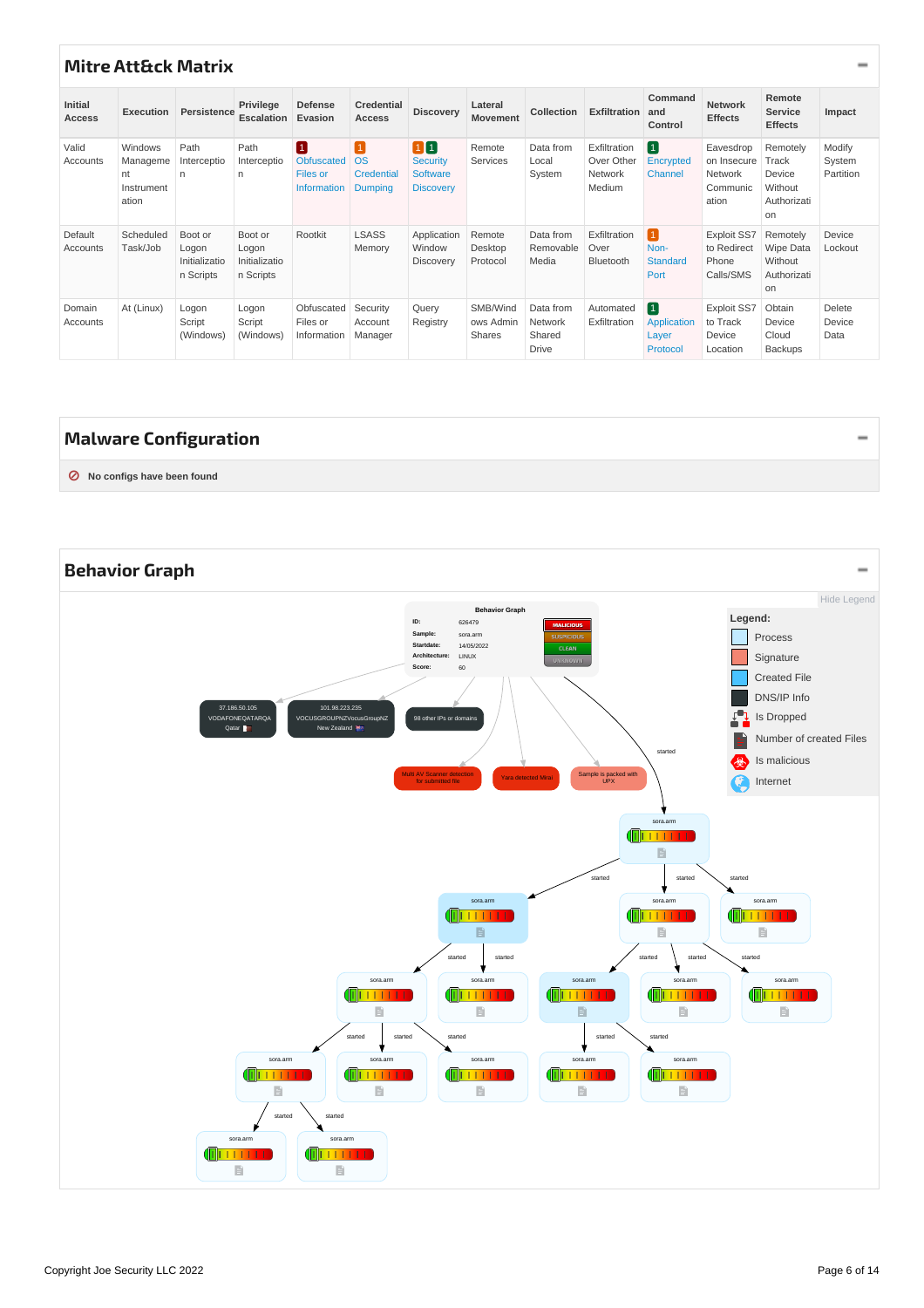## Mitre Att&ck Matrix

| Initial Access | Execution | Persistence | Privilege Escalation | Defense Evasion | Credential Access | Discovery | Lateral Movement | Collection | Exfiltration | Command and Control | Network Effects | Remote Service Effects | Impact |
|---|---|---|---|---|---|---|---|---|---|---|---|---|---|
| Valid Accounts | Windows Management Instrumentation | Path Interception | Path Interception | 1 Obfuscated Files or Information | 1 OS Credential Dumping | 1 1 Security Software Discovery | Remote Services | Data from Local System | Exfiltration Over Other Network Medium | 1 Encrypted Channel | Eavesdrop on Insecure Network Communication | Remotely Track Device Without Authorization | Modify System Partition |
| Default Accounts | Scheduled Task/Job | Boot or Logon Initialization Scripts | Boot or Logon Initialization Scripts | Rootkit | LSASS Memory | Application Window Discovery | Remote Desktop Protocol | Data from Removable Media | Exfiltration Over Bluetooth | 1 Non-Standard Port | Exploit SS7 to Redirect Phone Calls/SMS | Remotely Wipe Data Without Authorization | Device Lockout |
| Domain Accounts | At (Linux) | Logon Script (Windows) | Logon Script (Windows) | Obfuscated Files or Information | Security Account Manager | Query Registry | SMB/Windows Admin Shares | Data from Network Shared Drive | Automated Exfiltration | 1 Application Layer Protocol | Exploit SS7 to Track Device Location | Obtain Device Cloud Backups | Delete Device Data |

## Malware Configuration

No configs have been found

## Behavior Graph

Hide Legend

Legend:
- Process
- Signature
- Created File
- DNS/IP Info
- Is Dropped
- Number of created Files
- Is malicious
- Internet

Behavior Graph
ID: 626479
Sample: sora.arm
Startdate: 14/05/2022
Architecture: LINUX
Score: 60

MALICIOUS SUSPICIOUS CLEAN UNKNOWN

37.186.50.105 VODAFONEQATARQA Qatar
101.98.223.235 VOCUSGROUPNZVocusGroupNZ New Zealand
98 other IPs or domains

Multi AV Scanner detection for submitted file
Yara detected Mirai
Sample is packed with UPX

started sora.arm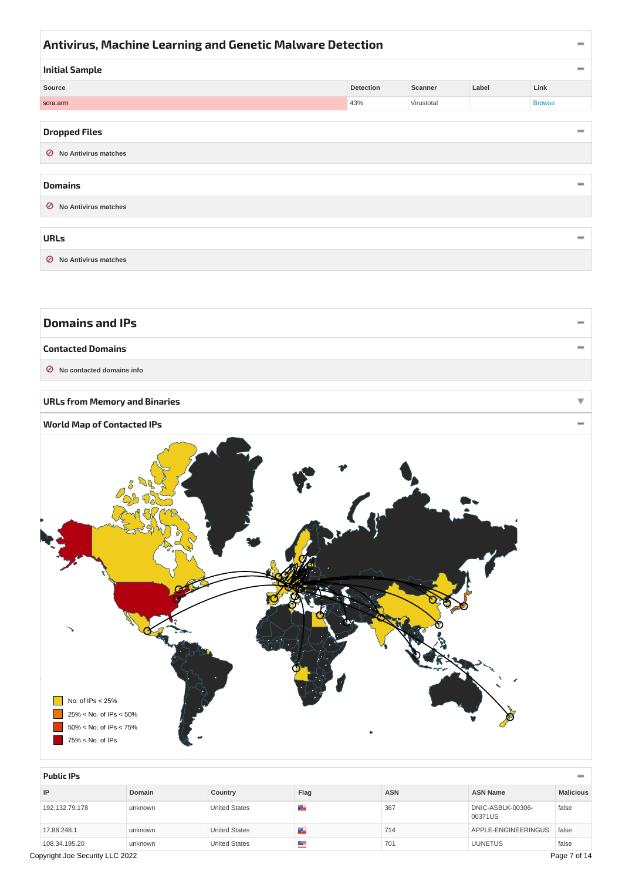## Antivirus, Machine Learning and Genetic Malware Detection

### Initial Sample

| Source | Detection | Scanner | Label | Link |
|---|---|---|---|---|
| sora.arm | 43% | Virustotal | | Browse |

### Dropped Files

No Antivirus matches

### Domains

No Antivirus matches

### URLs

No Antivirus matches

## Domains and IPs

### Contacted Domains

No contacted domains info

### URLs from Memory and Binaries

### World Map of Contacted IPs

No. of IPs < 25%
25% < No. of IPs < 50%
50% < No. of IPs < 75%
75% < No. of IPs

### Public IPs

| IP | Domain | Country | Flag | ASN | ASN Name | Malicious |
|---|---|---|---|---|---|---|
| 192.132.79.178 | unknown | United States | | 367 | DNIC-ASBLK-00306-00371US | false |
| 17.88.248.1 | unknown | United States | | 714 | APPLE-ENGINEERINGUS | false |
| 108.34.195.20 | unknown | United States | | 701 | UUNETUS | false |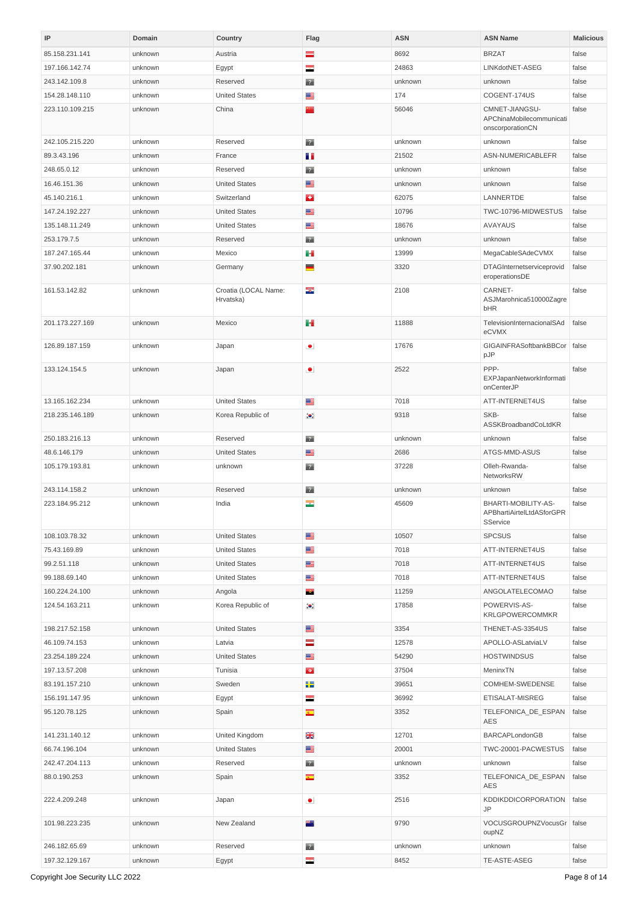| IP | Domain | Country | Flag | ASN | ASN Name | Malicious |
|---|---|---|---|---|---|---|
| 85.158.231.141 | unknown | Austria | | 8692 | BRZAT | false |
| 197.166.142.74 | unknown | Egypt | | 24863 | LINKdotNET-ASEG | false |
| 243.142.109.8 | unknown | Reserved | | unknown | unknown | false |
| 154.28.148.110 | unknown | United States | | 174 | COGENT-174US | false |
| 223.110.109.215 | unknown | China | | 56046 | CMNET-JIANGSU-APChinaMobilecommunicationscorporationCN | false |
| 242.105.215.220 | unknown | Reserved | | unknown | unknown | false |
| 89.3.43.196 | unknown | France | | 21502 | ASN-NUMERICABLEFR | false |
| 248.65.0.12 | unknown | Reserved | | unknown | unknown | false |
| 16.46.151.36 | unknown | United States | | unknown | unknown | false |
| 45.140.216.1 | unknown | Switzerland | | 62075 | LANNERTDE | false |
| 147.24.192.227 | unknown | United States | | 10796 | TWC-10796-MIDWESTUS | false |
| 135.148.11.249 | unknown | United States | | 18676 | AVAYAUS | false |
| 253.179.7.5 | unknown | Reserved | | unknown | unknown | false |
| 187.247.165.44 | unknown | Mexico | | 13999 | MegaCableSAdeCVMX | false |
| 37.90.202.181 | unknown | Germany | | 3320 | DTAGInternetserviceprovideroperationsDE | false |
| 161.53.142.82 | unknown | Croatia (LOCAL Name: Hrvatska) | | 2108 | CARNET-ASJMarohnica510000ZagrebHR | false |
| 201.173.227.169 | unknown | Mexico | | 11888 | TelevisionInternacionalSAdeCVMX | false |
| 126.89.187.159 | unknown | Japan | | 17676 | GIGAINFRASoftbankBBCorpJP | false |
| 133.124.154.5 | unknown | Japan | | 2522 | PPP-EXPJapanNetworkInformationCenterJP | false |
| 13.165.162.234 | unknown | United States | | 7018 | ATT-INTERNET4US | false |
| 218.235.146.189 | unknown | Korea Republic of | | 9318 | SKB-ASSKBroadbandCoLtdKR | false |
| 250.183.216.13 | unknown | Reserved | | unknown | unknown | false |
| 48.6.146.179 | unknown | United States | | 2686 | ATGS-MMD-ASUS | false |
| 105.179.193.81 | unknown | unknown | | 37228 | Olleh-Rwanda-NetworksRW | false |
| 243.114.158.2 | unknown | Reserved | | unknown | unknown | false |
| 223.184.95.212 | unknown | India | | 45609 | BHARTI-MOBILITY-AS-APBhartiAirtelLtdASforGPRSService | false |
| 108.103.78.32 | unknown | United States | | 10507 | SPCSUS | false |
| 75.43.169.89 | unknown | United States | | 7018 | ATT-INTERNET4US | false |
| 99.2.51.118 | unknown | United States | | 7018 | ATT-INTERNET4US | false |
| 99.188.69.140 | unknown | United States | | 7018 | ATT-INTERNET4US | false |
| 160.224.24.100 | unknown | Angola | | 11259 | ANGOLATELECOMAO | false |
| 124.54.163.211 | unknown | Korea Republic of | | 17858 | POWERVIS-AS-KRLGPOWERCOMMKR | false |
| 198.217.52.158 | unknown | United States | | 3354 | THENET-AS-3354US | false |
| 46.109.74.153 | unknown | Latvia | | 12578 | APOLLO-ASLatviaLV | false |
| 23.254.189.224 | unknown | United States | | 54290 | HOSTWINDSUS | false |
| 197.13.57.208 | unknown | Tunisia | | 37504 | MeninxTN | false |
| 83.191.157.210 | unknown | Sweden | | 39651 | COMHEM-SWEDENSE | false |
| 156.191.147.95 | unknown | Egypt | | 36992 | ETISALAT-MISREG | false |
| 95.120.78.125 | unknown | Spain | | 3352 | TELEFONICA_DE_ESPANAES | false |
| 141.231.140.12 | unknown | United Kingdom | | 12701 | BARCAPLondonGB | false |
| 66.74.196.104 | unknown | United States | | 20001 | TWC-20001-PACWESTUS | false |
| 242.47.204.113 | unknown | Reserved | | unknown | unknown | false |
| 88.0.190.253 | unknown | Spain | | 3352 | TELEFONICA_DE_ESPANAES | false |
| 222.4.209.248 | unknown | Japan | | 2516 | KDDIKDDICORPORATIONJP | false |
| 101.98.223.235 | unknown | New Zealand | | 9790 | VOCUSGROUPNZVocusGroupNZ | false |
| 246.182.65.69 | unknown | Reserved | | unknown | unknown | false |
| 197.32.129.167 | unknown | Egypt | | 8452 | TE-ASTE-ASEG | false |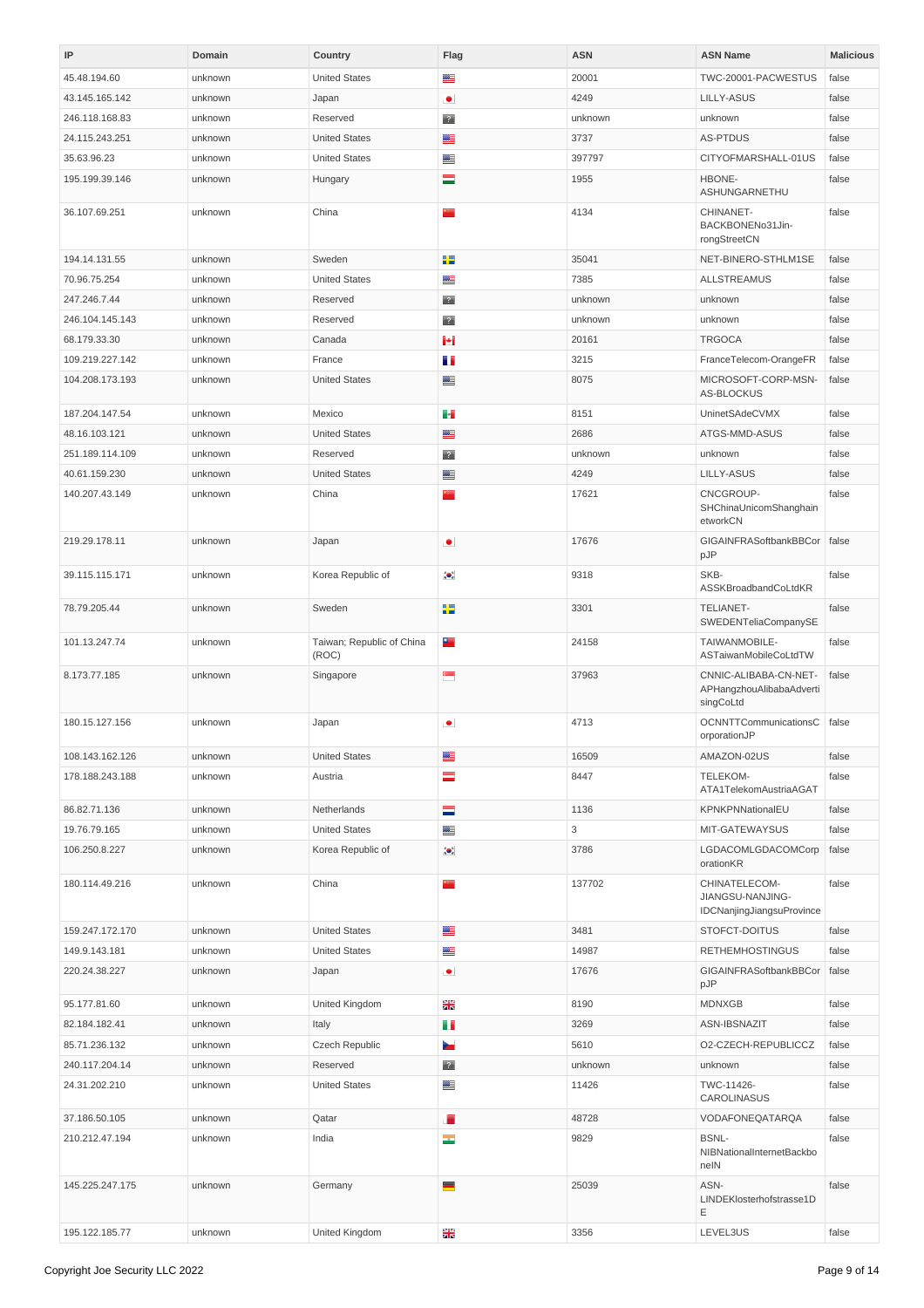| IP | Domain | Country | Flag | ASN | ASN Name | Malicious |
|---|---|---|---|---|---|---|
| 45.48.194.60 | unknown | United States | | 20001 | TWC-20001-PACWESTUS | false |
| 43.145.165.142 | unknown | Japan | | 4249 | LILLY-ASUS | false |
| 246.118.168.83 | unknown | Reserved | | unknown | unknown | false |
| 24.115.243.251 | unknown | United States | | 3737 | AS-PTDUS | false |
| 35.63.96.23 | unknown | United States | | 397797 | CITYOFMARSHALL-01US | false |
| 195.199.39.146 | unknown | Hungary | | 1955 | HBONE-ASHUNGARNETHU | false |
| 36.107.69.251 | unknown | China | | 4134 | CHINANET-BACKBONENo31Jin-rongStreetCN | false |
| 194.14.131.55 | unknown | Sweden | | 35041 | NET-BINERO-STHLM1SE | false |
| 70.96.75.254 | unknown | United States | | 7385 | ALLSTREAMUS | false |
| 247.246.7.44 | unknown | Reserved | | unknown | unknown | false |
| 246.104.145.143 | unknown | Reserved | | unknown | unknown | false |
| 68.179.33.30 | unknown | Canada | | 20161 | TRGOCA | false |
| 109.219.227.142 | unknown | France | | 3215 | FranceTelecom-OrangeFR | false |
| 104.208.173.193 | unknown | United States | | 8075 | MICROSOFT-CORP-MSN-AS-BLOCKUS | false |
| 187.204.147.54 | unknown | Mexico | | 8151 | UninetSAdeCVMX | false |
| 48.16.103.121 | unknown | United States | | 2686 | ATGS-MMD-ASUS | false |
| 251.189.114.109 | unknown | Reserved | | unknown | unknown | false |
| 40.61.159.230 | unknown | United States | | 4249 | LILLY-ASUS | false |
| 140.207.43.149 | unknown | China | | 17621 | CNCGROUP-SHChinaUnicomShanghainetworkCN | false |
| 219.29.178.11 | unknown | Japan | | 17676 | GIGAINFRASoftbankBBCorpJP | false |
| 39.115.115.171 | unknown | Korea Republic of | | 9318 | SKB-ASSKBroadbandCoLtdKR | false |
| 78.79.205.44 | unknown | Sweden | | 3301 | TELIANET-SWEDENTeliaCompanySE | false |
| 101.13.247.74 | unknown | Taiwan; Republic of China (ROC) | | 24158 | TAIWANMOBILE-ASTaiwanMobileCoLtdTW | false |
| 8.173.77.185 | unknown | Singapore | | 37963 | CNNIC-ALIBABA-CN-NET-APHangzhouAlibabaAdvertisingCoLtd | false |
| 180.15.127.156 | unknown | Japan | | 4713 | OCNNTTCommunicationsCorporationJP | false |
| 108.143.162.126 | unknown | United States | | 16509 | AMAZON-02US | false |
| 178.188.243.188 | unknown | Austria | | 8447 | TELEKOM-ATA1TelekomAustriaAGAT | false |
| 86.82.71.136 | unknown | Netherlands | | 1136 | KPNKPNNationalEU | false |
| 19.76.79.165 | unknown | United States | | 3 | MIT-GATEWAYSUS | false |
| 106.250.8.227 | unknown | Korea Republic of | | 3786 | LGDACOMLGDACOMCorporationKR | false |
| 180.114.49.216 | unknown | China | | 137702 | CHINATELECOM-JIANGSU-NANJING-IDCNanjingJiangsuProvince | false |
| 159.247.172.170 | unknown | United States | | 3481 | STOFCT-DOITUS | false |
| 149.9.143.181 | unknown | United States | | 14987 | RETHEMHOSTINGUS | false |
| 220.24.38.227 | unknown | Japan | | 17676 | GIGAINFRASoftbankBBCorpJP | false |
| 95.177.81.60 | unknown | United Kingdom | | 8190 | MDNXGB | false |
| 82.184.182.41 | unknown | Italy | | 3269 | ASN-IBSNAZIT | false |
| 85.71.236.132 | unknown | Czech Republic | | 5610 | O2-CZECH-REPUBLICCZ | false |
| 240.117.204.14 | unknown | Reserved | | unknown | unknown | false |
| 24.31.202.210 | unknown | United States | | 11426 | TWC-11426-CAROLINASUS | false |
| 37.186.50.105 | unknown | Qatar | | 48728 | VODAFONEQATARQA | false |
| 210.212.47.194 | unknown | India | | 9829 | BSNL-NIBNationalInternetBackboneIN | false |
| 145.225.247.175 | unknown | Germany | | 25039 | ASN-LINDEKlosterhofstrasse1DE | false |
| 195.122.185.77 | unknown | United Kingdom | | 3356 | LEVEL3US | false |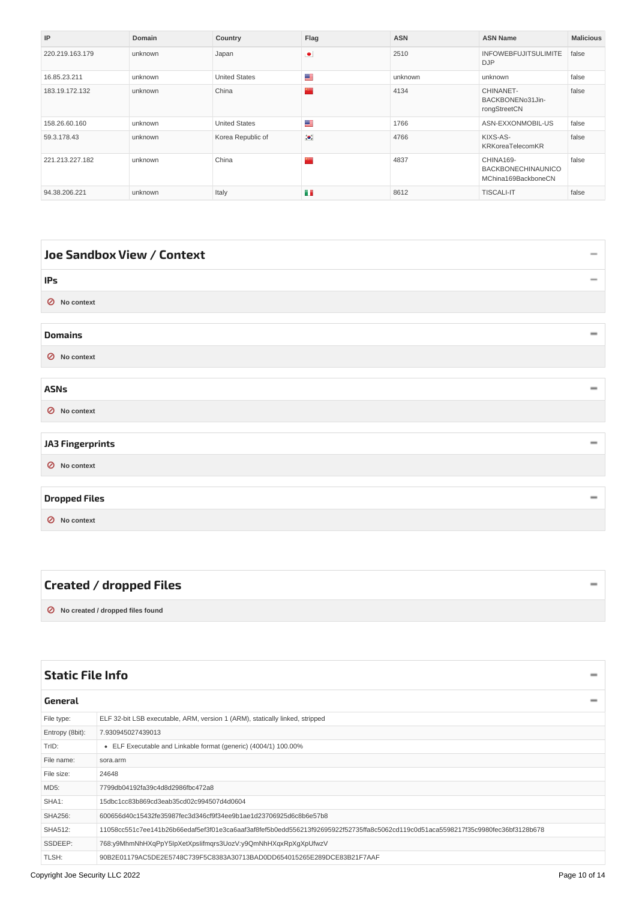| IP | Domain | Country | Flag | ASN | ASN Name | Malicious |
|---|---|---|---|---|---|---|
| 220.219.163.179 | unknown | Japan | | 2510 | INFOWEBFUJITSULIMITEDJP | false |
| 16.85.23.211 | unknown | United States | | unknown | unknown | false |
| 183.19.172.132 | unknown | China | | 4134 | CHINANET-BACKBONENo31Jin-rongStreetCN | false |
| 158.26.60.160 | unknown | United States | | 1766 | ASN-EXXONMOBIL-US | false |
| 59.3.178.43 | unknown | Korea Republic of | | 4766 | KIXS-AS-KRKoreaTelecomKR | false |
| 221.213.227.182 | unknown | China | | 4837 | CHINA169-BACKBONECHINAUNICOMChina169BackboneCN | false |
| 94.38.206.221 | unknown | Italy | | 8612 | TISCALI-IT | false |

## Joe Sandbox View / Context

### IPs

No context

### Domains

No context

### ASNs

No context

### JA3 Fingerprints

No context

### Dropped Files

No context

## Created / dropped Files

No created / dropped files found

## Static File Info

### General

| | |
|---|---|
| File type: | ELF 32-bit LSB executable, ARM, version 1 (ARM), statically linked, stripped |
| Entropy (8bit): | 7.930945027439013 |
| TrID: | • ELF Executable and Linkable format (generic) (4004/1) 100.00% |
| File name: | sora.arm |
| File size: | 24648 |
| MD5: | 7799db04192fa39c4d8d2986fbc472a8 |
| SHA1: | 15dbc1cc83b869cd3eab35cd02c994507d4d0604 |
| SHA256: | 600656d40c15432fe35987fec3d346cf9f34ee9b1ae1d23706925d6c8b6e57b8 |
| SHA512: | 11058cc551c7ee141b26b66edaf5ef3f01e3ca6aaf3af8fef5b0edd556213f92695922f52735ffa8c5062cd119c0d51aca5598217f35c9980fec36bf3128b678 |
| SSDEEP: | 768:y9MhmNhHXqPpY5IpXetXpslifmqrs3UozV:y9QmNhHXqxRpXgXpUfwzV |
| TLSH: | 90B2E01179AC5DE2E5748C739F5C8383A30713BAD0DD654015265E289DCE83B21F7AAF |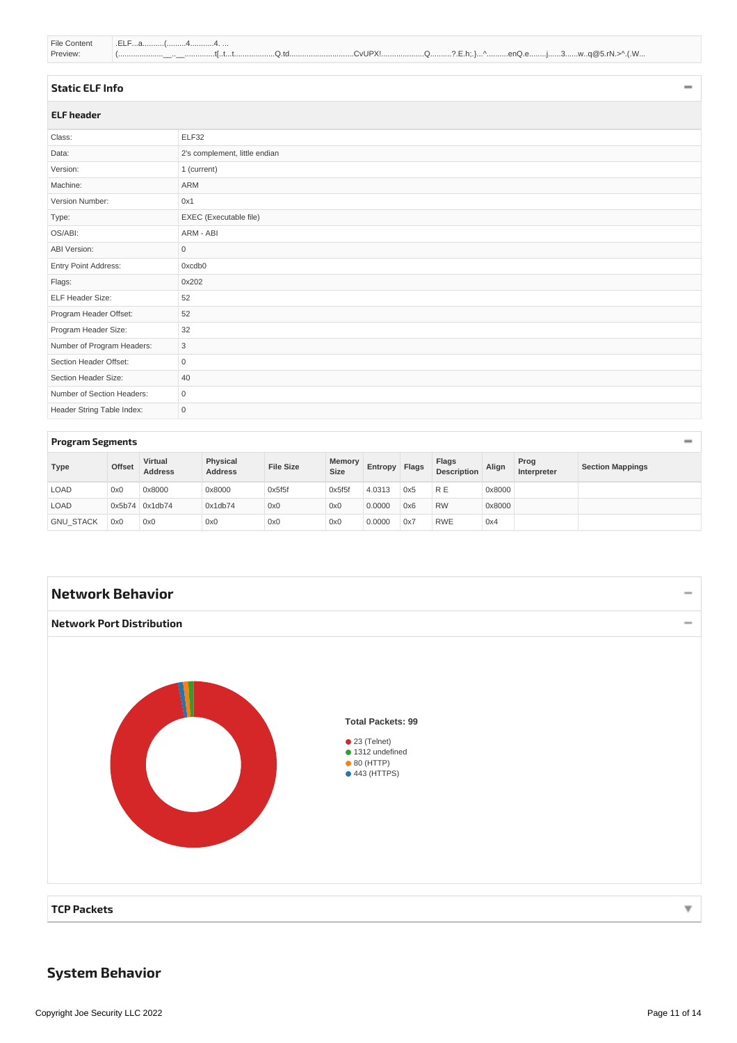| File Content Preview: | .ELF...a..........(.........4...........4. ... (....................__..__..............t[..t...t..................Q.td..............................CvUPX!....................Q..........?.E.h;.}...^..........enQ.e........j......3......w..q@5.rN.>^.(.W... |
|---|---|

## Static ELF Info

### ELF header

| | |
|---|---|
| Class: | ELF32 |
| Data: | 2's complement, little endian |
| Version: | 1 (current) |
| Machine: | ARM |
| Version Number: | 0x1 |
| Type: | EXEC (Executable file) |
| OS/ABI: | ARM - ABI |
| ABI Version: | 0 |
| Entry Point Address: | 0xcdb0 |
| Flags: | 0x202 |
| ELF Header Size: | 52 |
| Program Header Offset: | 52 |
| Program Header Size: | 32 |
| Number of Program Headers: | 3 |
| Section Header Offset: | 0 |
| Section Header Size: | 40 |
| Number of Section Headers: | 0 |
| Header String Table Index: | 0 |

### Program Segments

| Type | Offset | Virtual Address | Physical Address | File Size | Memory Size | Entropy | Flags | Flags Description | Align | Prog Interpreter | Section Mappings |
|---|---|---|---|---|---|---|---|---|---|---|---|
| LOAD | 0x0 | 0x8000 | 0x8000 | 0x5f5f | 0x5f5f | 4.0313 | 0x5 | R E | 0x8000 | | |
| LOAD | 0x5b74 | 0x1db74 | 0x1db74 | 0x0 | 0x0 | 0.0000 | 0x6 | RW | 0x8000 | | |
| GNU_STACK | 0x0 | 0x0 | 0x0 | 0x0 | 0x0 | 0.0000 | 0x7 | RWE | 0x4 | | |

## Network Behavior

### Network Port Distribution

Total Packets: 99

- 23 (Telnet)
- 1312 undefined
- 80 (HTTP)
- 443 (HTTPS)

### TCP Packets

## System Behavior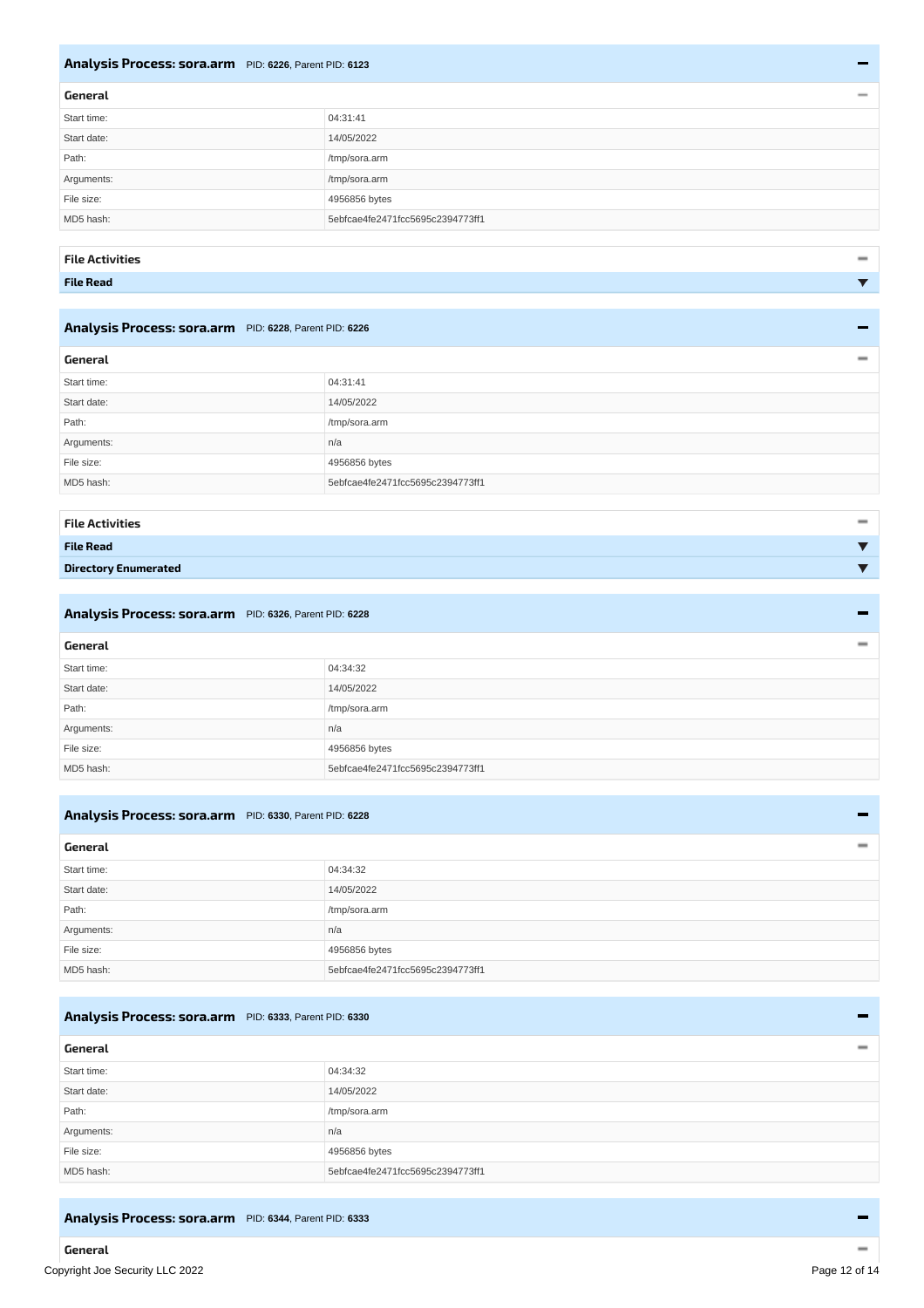## Analysis Process: sora.arm PID: 6226, Parent PID: 6123

### General

| | |
|---|---|
| Start time: | 04:31:41 |
| Start date: | 14/05/2022 |
| Path: | /tmp/sora.arm |
| Arguments: | /tmp/sora.arm |
| File size: | 4956856 bytes |
| MD5 hash: | 5ebfcae4fe2471fcc5695c2394773ff1 |

### File Activities

**File Read**

## Analysis Process: sora.arm PID: 6228, Parent PID: 6226

### General

| | |
|---|---|
| Start time: | 04:31:41 |
| Start date: | 14/05/2022 |
| Path: | /tmp/sora.arm |
| Arguments: | n/a |
| File size: | 4956856 bytes |
| MD5 hash: | 5ebfcae4fe2471fcc5695c2394773ff1 |

### File Activities

**File Read**

**Directory Enumerated**

## Analysis Process: sora.arm PID: 6326, Parent PID: 6228

### General

| | |
|---|---|
| Start time: | 04:34:32 |
| Start date: | 14/05/2022 |
| Path: | /tmp/sora.arm |
| Arguments: | n/a |
| File size: | 4956856 bytes |
| MD5 hash: | 5ebfcae4fe2471fcc5695c2394773ff1 |

## Analysis Process: sora.arm PID: 6330, Parent PID: 6228

### General

| | |
|---|---|
| Start time: | 04:34:32 |
| Start date: | 14/05/2022 |
| Path: | /tmp/sora.arm |
| Arguments: | n/a |
| File size: | 4956856 bytes |
| MD5 hash: | 5ebfcae4fe2471fcc5695c2394773ff1 |

## Analysis Process: sora.arm PID: 6333, Parent PID: 6330

### General

| | |
|---|---|
| Start time: | 04:34:32 |
| Start date: | 14/05/2022 |
| Path: | /tmp/sora.arm |
| Arguments: | n/a |
| File size: | 4956856 bytes |
| MD5 hash: | 5ebfcae4fe2471fcc5695c2394773ff1 |

## Analysis Process: sora.arm PID: 6344, Parent PID: 6333

### General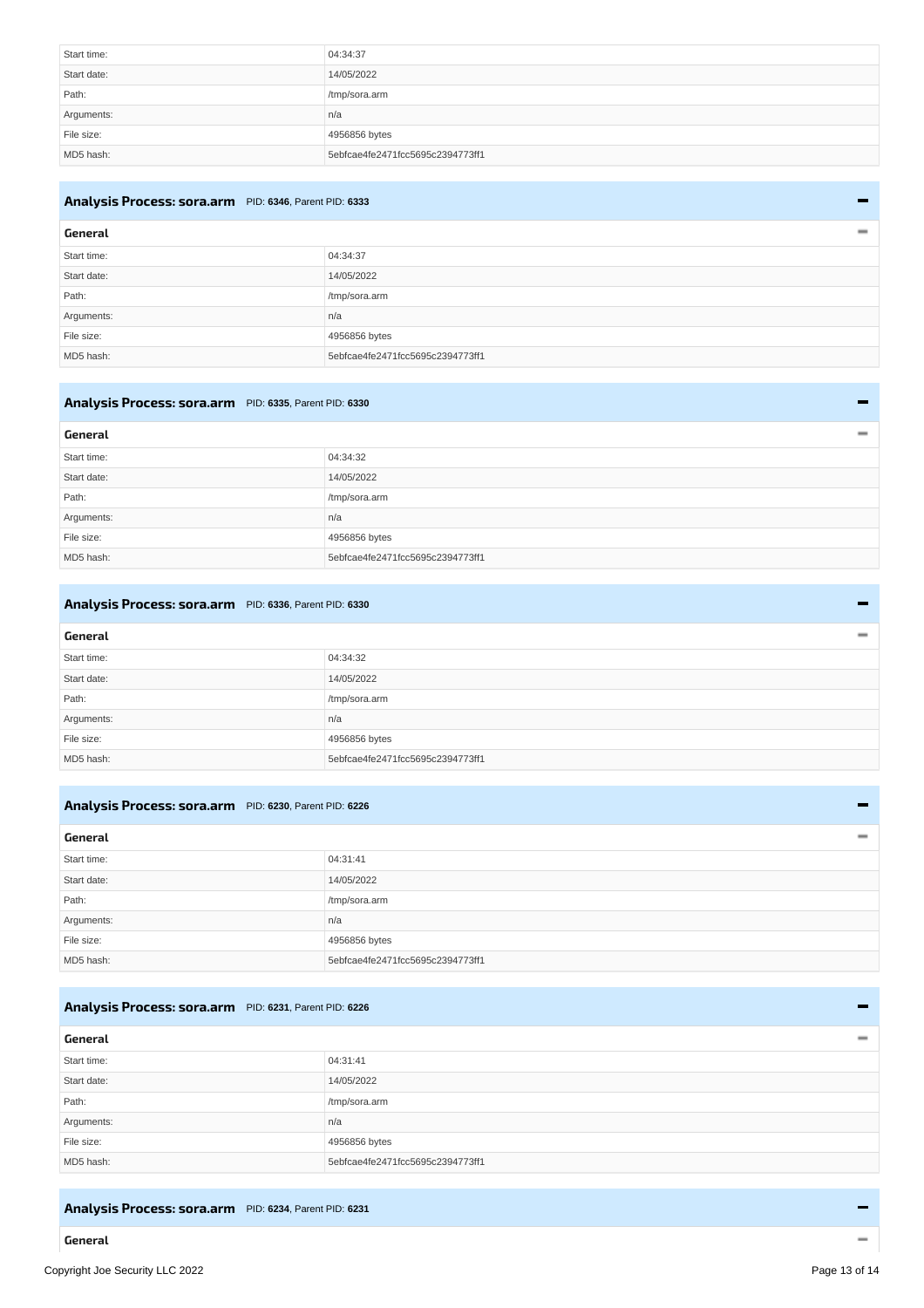| | |
|---|---|
| Start time: | 04:34:37 |
| Start date: | 14/05/2022 |
| Path: | /tmp/sora.arm |
| Arguments: | n/a |
| File size: | 4956856 bytes |
| MD5 hash: | 5ebfcae4fe2471fcc5695c2394773ff1 |

## Analysis Process: sora.arm PID: 6346, Parent PID: 6333

### General

| | |
|---|---|
| Start time: | 04:34:37 |
| Start date: | 14/05/2022 |
| Path: | /tmp/sora.arm |
| Arguments: | n/a |
| File size: | 4956856 bytes |
| MD5 hash: | 5ebfcae4fe2471fcc5695c2394773ff1 |

## Analysis Process: sora.arm PID: 6335, Parent PID: 6330

### General

| | |
|---|---|
| Start time: | 04:34:32 |
| Start date: | 14/05/2022 |
| Path: | /tmp/sora.arm |
| Arguments: | n/a |
| File size: | 4956856 bytes |
| MD5 hash: | 5ebfcae4fe2471fcc5695c2394773ff1 |

## Analysis Process: sora.arm PID: 6336, Parent PID: 6330

### General

| | |
|---|---|
| Start time: | 04:34:32 |
| Start date: | 14/05/2022 |
| Path: | /tmp/sora.arm |
| Arguments: | n/a |
| File size: | 4956856 bytes |
| MD5 hash: | 5ebfcae4fe2471fcc5695c2394773ff1 |

## Analysis Process: sora.arm PID: 6230, Parent PID: 6226

### General

| | |
|---|---|
| Start time: | 04:31:41 |
| Start date: | 14/05/2022 |
| Path: | /tmp/sora.arm |
| Arguments: | n/a |
| File size: | 4956856 bytes |
| MD5 hash: | 5ebfcae4fe2471fcc5695c2394773ff1 |

## Analysis Process: sora.arm PID: 6231, Parent PID: 6226

### General

| | |
|---|---|
| Start time: | 04:31:41 |
| Start date: | 14/05/2022 |
| Path: | /tmp/sora.arm |
| Arguments: | n/a |
| File size: | 4956856 bytes |
| MD5 hash: | 5ebfcae4fe2471fcc5695c2394773ff1 |

## Analysis Process: sora.arm PID: 6234, Parent PID: 6231

### General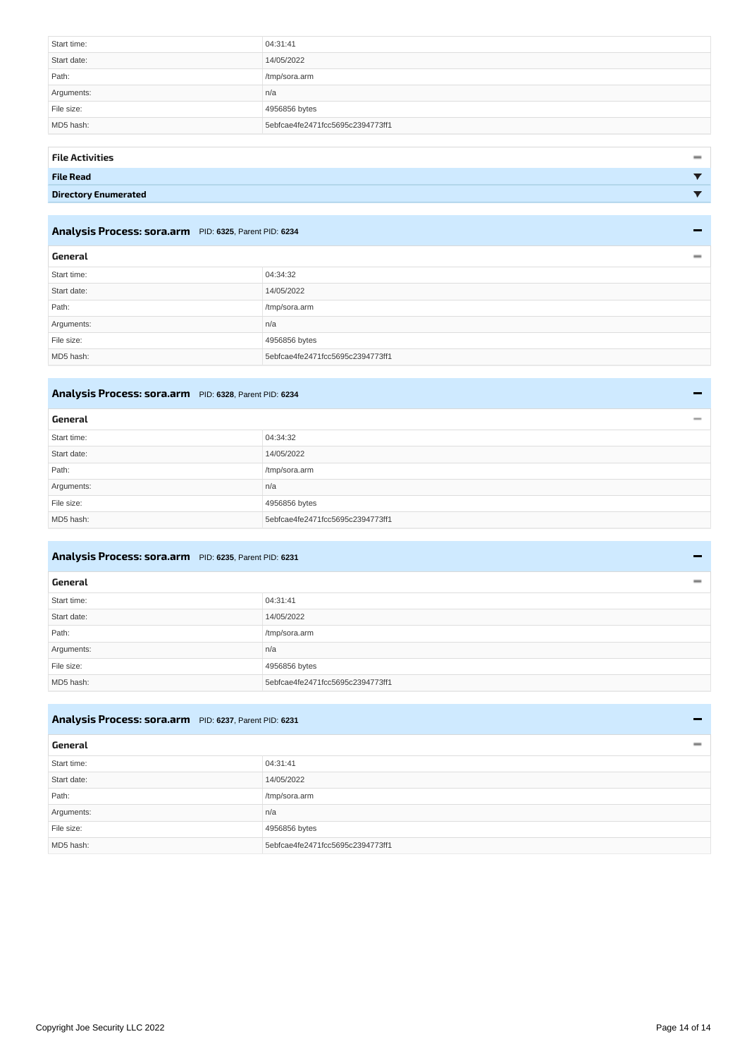| | |
|---|---|
| Start time: | 04:31:41 |
| Start date: | 14/05/2022 |
| Path: | /tmp/sora.arm |
| Arguments: | n/a |
| File size: | 4956856 bytes |
| MD5 hash: | 5ebfcae4fe2471fcc5695c2394773ff1 |

### File Activities

**File Read**

**Directory Enumerated**

## Analysis Process: sora.arm PID: **6325**, Parent PID: **6234**

### General

| | |
|---|---|
| Start time: | 04:34:32 |
| Start date: | 14/05/2022 |
| Path: | /tmp/sora.arm |
| Arguments: | n/a |
| File size: | 4956856 bytes |
| MD5 hash: | 5ebfcae4fe2471fcc5695c2394773ff1 |

## Analysis Process: sora.arm PID: **6328**, Parent PID: **6234**

### General

| | |
|---|---|
| Start time: | 04:34:32 |
| Start date: | 14/05/2022 |
| Path: | /tmp/sora.arm |
| Arguments: | n/a |
| File size: | 4956856 bytes |
| MD5 hash: | 5ebfcae4fe2471fcc5695c2394773ff1 |

## Analysis Process: sora.arm PID: **6235**, Parent PID: **6231**

### General

| | |
|---|---|
| Start time: | 04:31:41 |
| Start date: | 14/05/2022 |
| Path: | /tmp/sora.arm |
| Arguments: | n/a |
| File size: | 4956856 bytes |
| MD5 hash: | 5ebfcae4fe2471fcc5695c2394773ff1 |

## Analysis Process: sora.arm PID: **6237**, Parent PID: **6231**

### General

| | |
|---|---|
| Start time: | 04:31:41 |
| Start date: | 14/05/2022 |
| Path: | /tmp/sora.arm |
| Arguments: | n/a |
| File size: | 4956856 bytes |
| MD5 hash: | 5ebfcae4fe2471fcc5695c2394773ff1 |

Copyright Joe Security LLC 2022